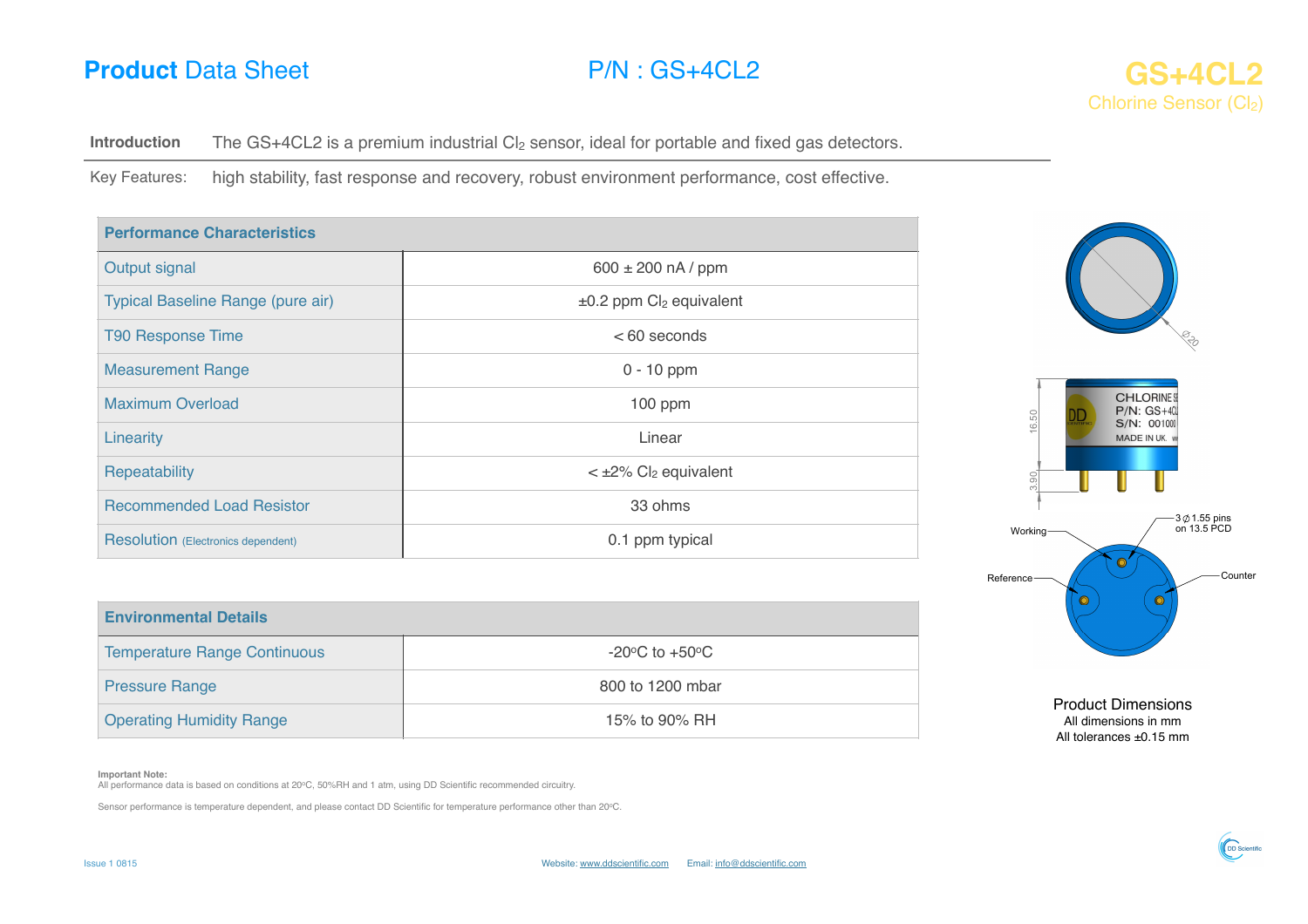# **Product** Data Sheet

## P/N : GS+4CL2

## GS+4CL2

Chlorine Sensor ($Cl_2$)

**Introduction** The GS+4CL2 is a premium industrial $Cl_2$ sensor, ideal for portable and fixed gas detectors.

Key Features: high stability, fast response and recovery, robust environment performance, cost effective.

| Performance Characteristics | |
|---|---|
| Output signal | 600 ± 200 nA / ppm |
| Typical Baseline Range (pure air) | ±0.2 ppm $Cl_2$ equivalent |
| T90 Response Time | < 60 seconds |
| Measurement Range | 0 - 10 ppm |
| Maximum Overload | 100 ppm |
| Linearity | Linear |
| Repeatability | < ±2% $Cl_2$ equivalent |
| Recommended Load Resistor | 33 ohms |
| Resolution (Electronics dependent) | 0.1 ppm typical |

| Environmental Details | |
|---|---|
| Temperature Range Continuous | -20°C to +50°C |
| Pressure Range | 800 to 1200 mbar |
| Operating Humidity Range | 15% to 90% RH |

Ø20

16.50

3.90

CHLORINE S
P/N: GS+4CL
S/N: 001000
MADE IN UK.

Working

Reference

Counter

3 Ø 1.55 pins on 13.5 PCD

Product Dimensions
All dimensions in mm
All tolerances ±0.15 mm

**Important Note:**
All performance data is based on conditions at 20°C, 50%RH and 1 atm, using DD Scientific recommended circuitry.

Sensor performance is temperature dependent, and please contact DD Scientific for temperature performance other than 20°C.

Issue 1 0815

Website: www.ddscientific.com Email: info@ddscientific.com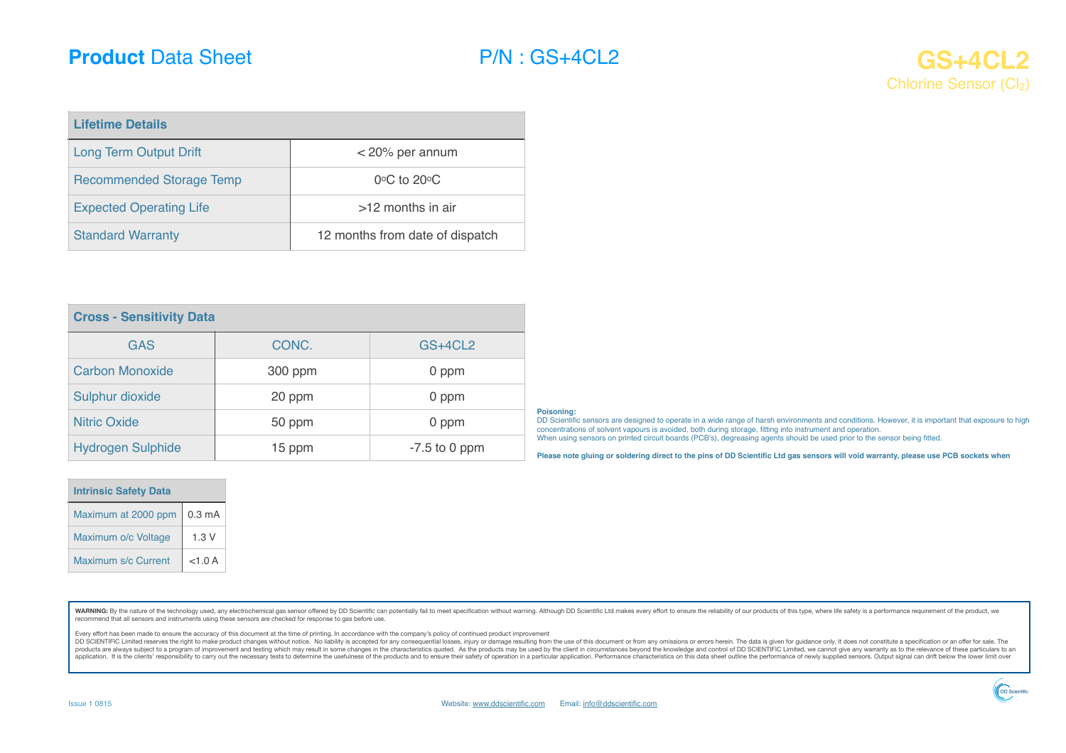# **Product** Data Sheet

P/N : GS+4CL2

**GS+4CL2**
Chlorine Sensor ($Cl_2$)

| **Lifetime Details** | |
|---|---|
| Long Term Output Drift | < 20% per annum |
| Recommended Storage Temp | 0°C to 20°C |
| Expected Operating Life | >12 months in air |
| Standard Warranty | 12 months from date of dispatch |

| **Cross - Sensitivity Data** | | |
|---|---|---|
| GAS | CONC. | GS+4CL2 |
| Carbon Monoxide | 300 ppm | 0 ppm |
| Sulphur dioxide | 20 ppm | 0 ppm |
| Nitric Oxide | 50 ppm | 0 ppm |
| Hydrogen Sulphide | 15 ppm | -7.5 to 0 ppm |

| **Intrinsic Safety Data** | |
|---|---|
| Maximum at 2000 ppm | 0.3 mA |
| Maximum o/c Voltage | 1.3 V |
| Maximum s/c Current | <1.0 A |

**Poisoning:**
DD Scientific sensors are designed to operate in a wide range of harsh environments and conditions. However, it is important that exposure to high concentrations of solvent vapours is avoided, both during storage, fitting into instrument and operation.
When using sensors on printed circuit boards (PCB's), degreasing agents should be used prior to the sensor being fitted.

**Please note gluing or soldering direct to the pins of DD Scientific Ltd gas sensors will void warranty, please use PCB sockets when**

**WARNING:** By the nature of the technology used, any electrochemical gas sensor offered by DD Scientific can potentially fail to meet specification without warning. Although DD Scientific Ltd makes every effort to ensure the reliability of our products of this type, where life safety is a performance requirement of the product, we recommend that all sensors and instruments using these sensors are checked for response to gas before use.

Every effort has been made to ensure the accuracy of this document at the time of printing. In accordance with the company's policy of continued product improvement
DD SCIENTIFIC Limited reserves the right to make product changes without notice. No liability is accepted for any consequential losses, injury or damage resulting from the use of this document or from any omissions or errors herein. The data is given for guidance only. It does not constitute a specification or an offer for sale. The products are always subject to a program of improvement and testing which may result in some changes in the characteristics quoted. As the products may be used by the client in circumstances beyond the knowledge and control of DD SCIENTIFIC Limited, we cannot give any warranty as to the relevance of these particulars to an application. It is the clients' responsibility to carry out the necessary tests to determine the usefulness of the products and to ensure their safety of operation in a particular application. Performance characteristics on this data sheet outline the performance of newly supplied sensors. Output signal can drift below the lower limit over

Issue 1 0815

Website: www.ddscientific.com Email: info@ddscientific.com